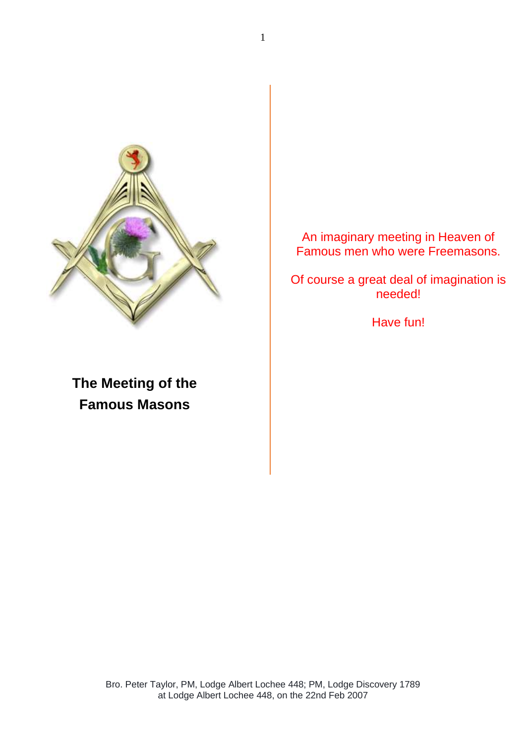# The Meeting of the Famous Masons

An imaginary meeting in Heaven of Famous men who were Freemasons.

Of course a great deal of imagination is needed!

Have fun!

Bro. Peter Taylor, PM, Lodge Albert Lochee 448; PM, Lodge Discovery 1789
at Lodge Albert Lochee 448, on the 22nd Feb 2007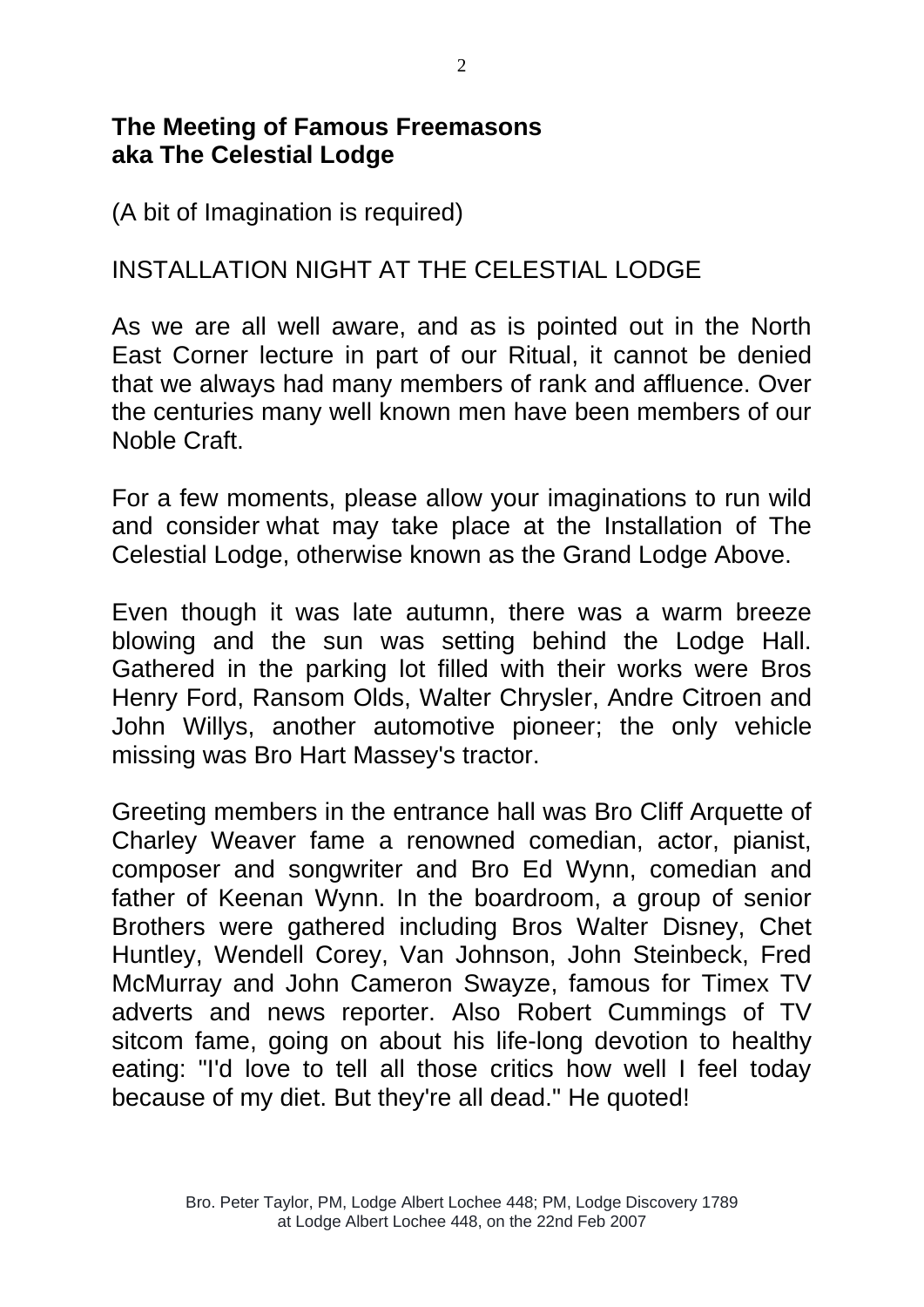**The Meeting of Famous Freemasons**
**aka The Celestial Lodge**

(A bit of Imagination is required)

INSTALLATION NIGHT AT THE CELESTIAL LODGE

As we are all well aware, and as is pointed out in the North East Corner lecture in part of our Ritual, it cannot be denied that we always had many members of rank and affluence. Over the centuries many well known men have been members of our Noble Craft.

For a few moments, please allow your imaginations to run wild and consider what may take place at the Installation of The Celestial Lodge, otherwise known as the Grand Lodge Above.

Even though it was late autumn, there was a warm breeze blowing and the sun was setting behind the Lodge Hall. Gathered in the parking lot filled with their works were Bros Henry Ford, Ransom Olds, Walter Chrysler, Andre Citroen and John Willys, another automotive pioneer; the only vehicle missing was Bro Hart Massey's tractor.

Greeting members in the entrance hall was Bro Cliff Arquette of Charley Weaver fame a renowned comedian, actor, pianist, composer and songwriter and Bro Ed Wynn, comedian and father of Keenan Wynn. In the boardroom, a group of senior Brothers were gathered including Bros Walter Disney, Chet Huntley, Wendell Corey, Van Johnson, John Steinbeck, Fred McMurray and John Cameron Swayze, famous for Timex TV adverts and news reporter. Also Robert Cummings of TV sitcom fame, going on about his life-long devotion to healthy eating: "I'd love to tell all those critics how well I feel today because of my diet. But they're all dead." He quoted!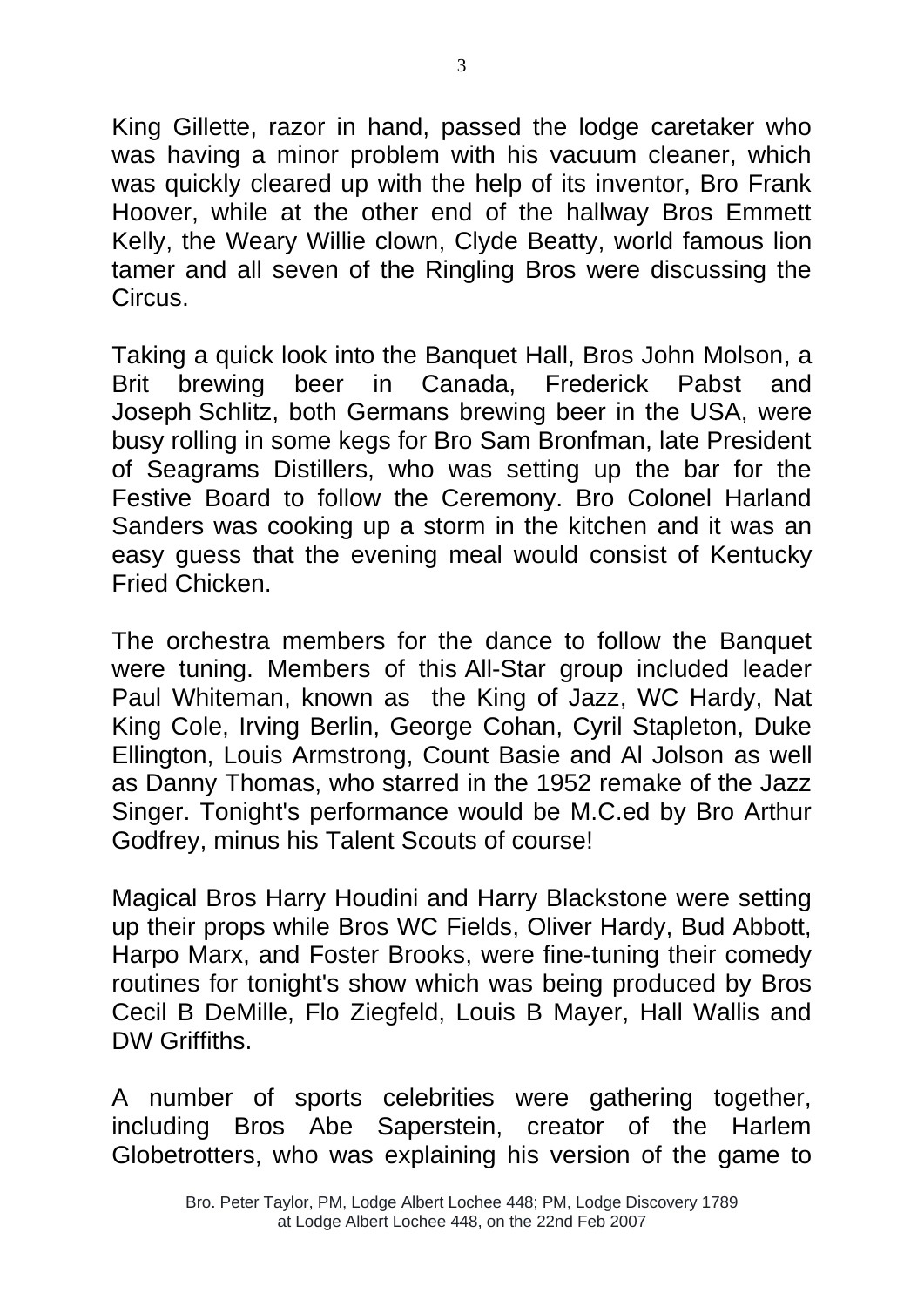King Gillette, razor in hand, passed the lodge caretaker who was having a minor problem with his vacuum cleaner, which was quickly cleared up with the help of its inventor, Bro Frank Hoover, while at the other end of the hallway Bros Emmett Kelly, the Weary Willie clown, Clyde Beatty, world famous lion tamer and all seven of the Ringling Bros were discussing the Circus.

Taking a quick look into the Banquet Hall, Bros John Molson, a Brit brewing beer in Canada, Frederick Pabst and Joseph Schlitz, both Germans brewing beer in the USA, were busy rolling in some kegs for Bro Sam Bronfman, late President of Seagrams Distillers, who was setting up the bar for the Festive Board to follow the Ceremony. Bro Colonel Harland Sanders was cooking up a storm in the kitchen and it was an easy guess that the evening meal would consist of Kentucky Fried Chicken.

The orchestra members for the dance to follow the Banquet were tuning. Members of this All-Star group included leader Paul Whiteman, known as the King of Jazz, WC Hardy, Nat King Cole, Irving Berlin, George Cohan, Cyril Stapleton, Duke Ellington, Louis Armstrong, Count Basie and Al Jolson as well as Danny Thomas, who starred in the 1952 remake of the Jazz Singer. Tonight's performance would be M.C.ed by Bro Arthur Godfrey, minus his Talent Scouts of course!

Magical Bros Harry Houdini and Harry Blackstone were setting up their props while Bros WC Fields, Oliver Hardy, Bud Abbott, Harpo Marx, and Foster Brooks, were fine-tuning their comedy routines for tonight's show which was being produced by Bros Cecil B DeMille, Flo Ziegfeld, Louis B Mayer, Hall Wallis and DW Griffiths.

A number of sports celebrities were gathering together, including Bros Abe Saperstein, creator of the Harlem Globetrotters, who was explaining his version of the game to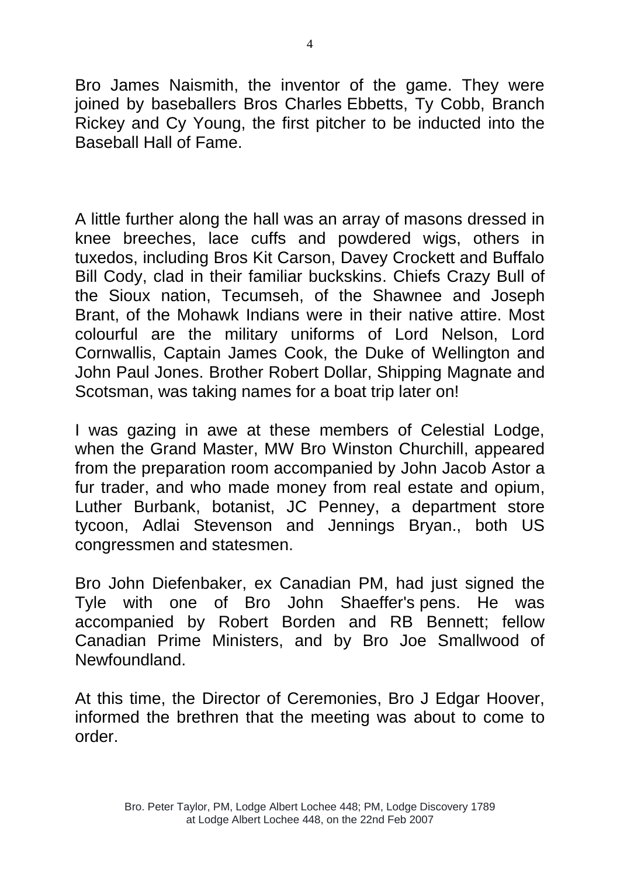Bro James Naismith, the inventor of the game. They were joined by baseballers Bros Charles Ebbetts, Ty Cobb, Branch Rickey and Cy Young, the first pitcher to be inducted into the Baseball Hall of Fame.

A little further along the hall was an array of masons dressed in knee breeches, lace cuffs and powdered wigs, others in tuxedos, including Bros Kit Carson, Davey Crockett and Buffalo Bill Cody, clad in their familiar buckskins. Chiefs Crazy Bull of the Sioux nation, Tecumseh, of the Shawnee and Joseph Brant, of the Mohawk Indians were in their native attire. Most colourful are the military uniforms of Lord Nelson, Lord Cornwallis, Captain James Cook, the Duke of Wellington and John Paul Jones. Brother Robert Dollar, Shipping Magnate and Scotsman, was taking names for a boat trip later on!

I was gazing in awe at these members of Celestial Lodge, when the Grand Master, MW Bro Winston Churchill, appeared from the preparation room accompanied by John Jacob Astor a fur trader, and who made money from real estate and opium, Luther Burbank, botanist, JC Penney, a department store tycoon, Adlai Stevenson and Jennings Bryan., both US congressmen and statesmen.

Bro John Diefenbaker, ex Canadian PM, had just signed the Tyle with one of Bro John Shaeffer's pens. He was accompanied by Robert Borden and RB Bennett; fellow Canadian Prime Ministers, and by Bro Joe Smallwood of Newfoundland.

At this time, the Director of Ceremonies, Bro J Edgar Hoover, informed the brethren that the meeting was about to come to order.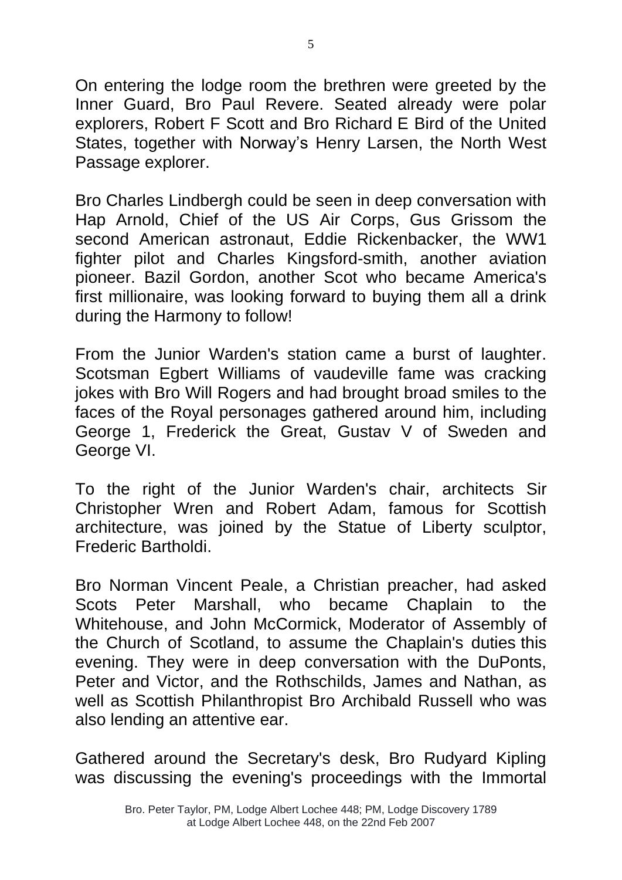On entering the lodge room the brethren were greeted by the Inner Guard, Bro Paul Revere. Seated already were polar explorers, Robert F Scott and Bro Richard E Bird of the United States, together with Norway's Henry Larsen, the North West Passage explorer.

Bro Charles Lindbergh could be seen in deep conversation with Hap Arnold, Chief of the US Air Corps, Gus Grissom the second American astronaut, Eddie Rickenbacker, the WW1 fighter pilot and Charles Kingsford-smith, another aviation pioneer. Bazil Gordon, another Scot who became America's first millionaire, was looking forward to buying them all a drink during the Harmony to follow!

From the Junior Warden's station came a burst of laughter. Scotsman Egbert Williams of vaudeville fame was cracking jokes with Bro Will Rogers and had brought broad smiles to the faces of the Royal personages gathered around him, including George 1, Frederick the Great, Gustav V of Sweden and George VI.

To the right of the Junior Warden's chair, architects Sir Christopher Wren and Robert Adam, famous for Scottish architecture, was joined by the Statue of Liberty sculptor, Frederic Bartholdi.

Bro Norman Vincent Peale, a Christian preacher, had asked Scots Peter Marshall, who became Chaplain to the Whitehouse, and John McCormick, Moderator of Assembly of the Church of Scotland, to assume the Chaplain's duties this evening. They were in deep conversation with the DuPonts, Peter and Victor, and the Rothschilds, James and Nathan, as well as Scottish Philanthropist Bro Archibald Russell who was also lending an attentive ear.

Gathered around the Secretary's desk, Bro Rudyard Kipling was discussing the evening's proceedings with the Immortal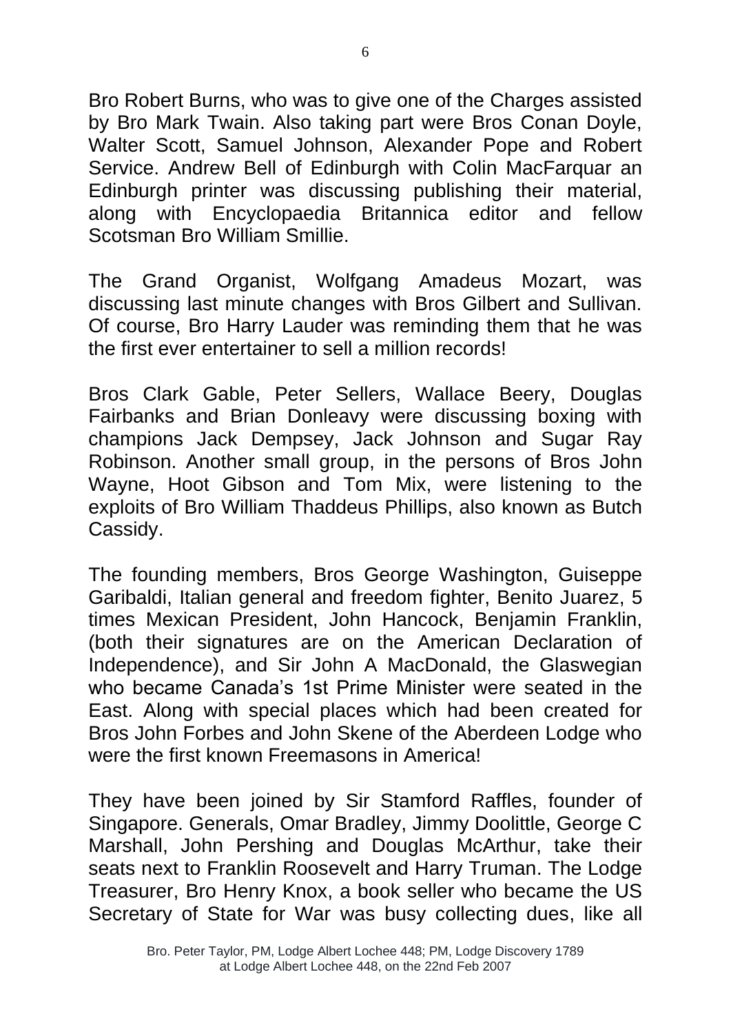Bro Robert Burns, who was to give one of the Charges assisted by Bro Mark Twain. Also taking part were Bros Conan Doyle, Walter Scott, Samuel Johnson, Alexander Pope and Robert Service. Andrew Bell of Edinburgh with Colin MacFarquar an Edinburgh printer was discussing publishing their material, along with Encyclopaedia Britannica editor and fellow Scotsman Bro William Smillie.

The Grand Organist, Wolfgang Amadeus Mozart, was discussing last minute changes with Bros Gilbert and Sullivan. Of course, Bro Harry Lauder was reminding them that he was the first ever entertainer to sell a million records!

Bros Clark Gable, Peter Sellers, Wallace Beery, Douglas Fairbanks and Brian Donleavy were discussing boxing with champions Jack Dempsey, Jack Johnson and Sugar Ray Robinson. Another small group, in the persons of Bros John Wayne, Hoot Gibson and Tom Mix, were listening to the exploits of Bro William Thaddeus Phillips, also known as Butch Cassidy.

The founding members, Bros George Washington, Guiseppe Garibaldi, Italian general and freedom fighter, Benito Juarez, 5 times Mexican President, John Hancock, Benjamin Franklin, (both their signatures are on the American Declaration of Independence), and Sir John A MacDonald, the Glaswegian who became Canada's 1st Prime Minister were seated in the East. Along with special places which had been created for Bros John Forbes and John Skene of the Aberdeen Lodge who were the first known Freemasons in America!

They have been joined by Sir Stamford Raffles, founder of Singapore. Generals, Omar Bradley, Jimmy Doolittle, George C Marshall, John Pershing and Douglas McArthur, take their seats next to Franklin Roosevelt and Harry Truman. The Lodge Treasurer, Bro Henry Knox, a book seller who became the US Secretary of State for War was busy collecting dues, like all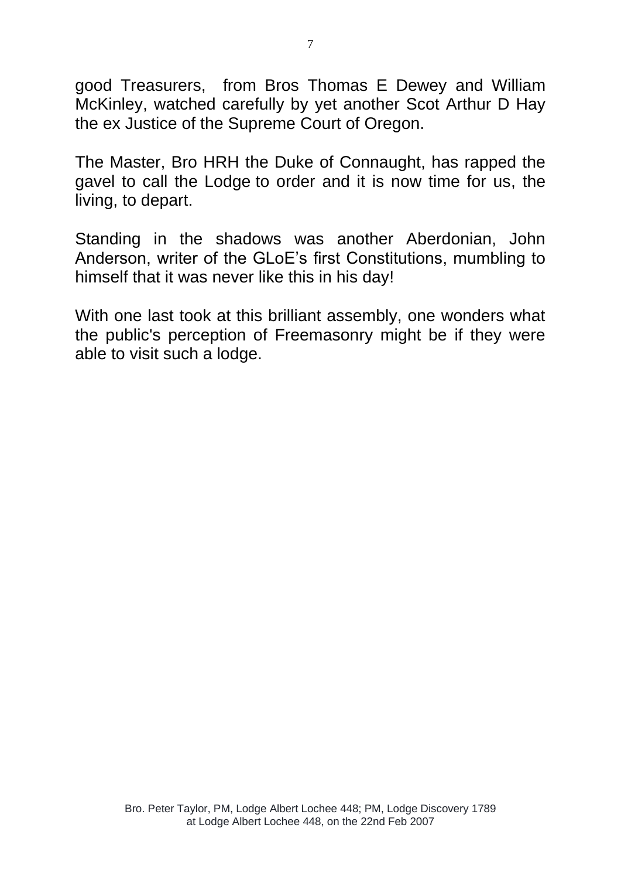good Treasurers, from Bros Thomas E Dewey and William McKinley, watched carefully by yet another Scot Arthur D Hay the ex Justice of the Supreme Court of Oregon.

The Master, Bro HRH the Duke of Connaught, has rapped the gavel to call the Lodge to order and it is now time for us, the living, to depart.

Standing in the shadows was another Aberdonian, John Anderson, writer of the GLoE's first Constitutions, mumbling to himself that it was never like this in his day!

With one last took at this brilliant assembly, one wonders what the public's perception of Freemasonry might be if they were able to visit such a lodge.

Bro. Peter Taylor, PM, Lodge Albert Lochee 448; PM, Lodge Discovery 1789
at Lodge Albert Lochee 448, on the 22nd Feb 2007